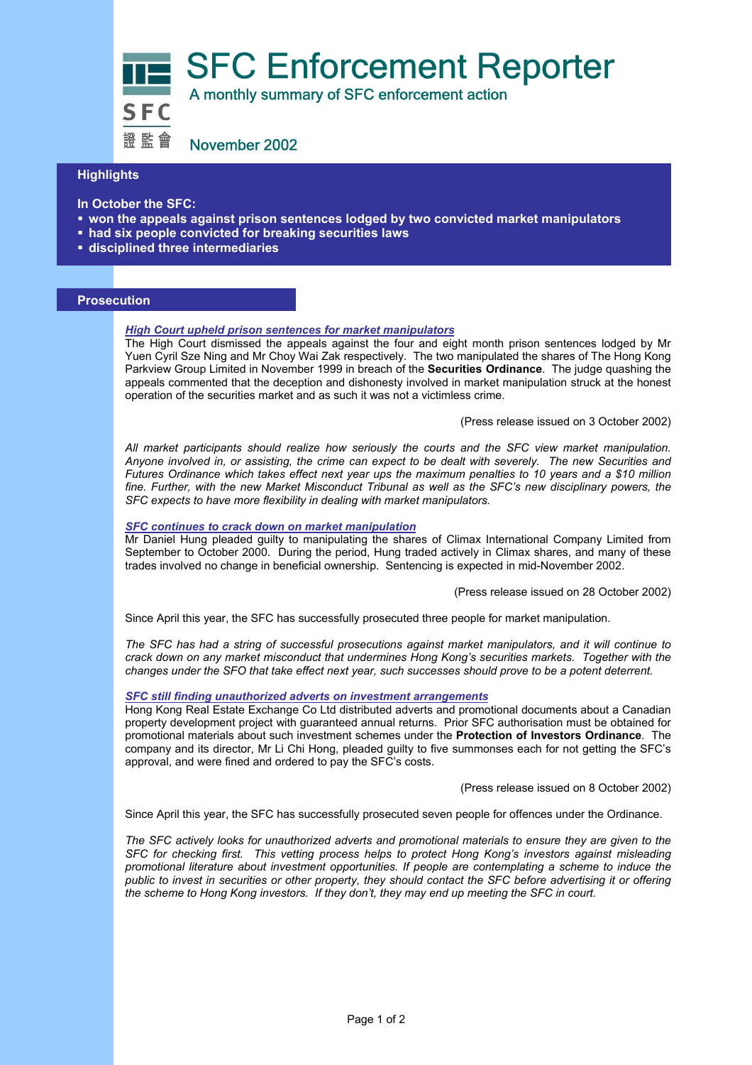# SFC Enforcement Reporter

A monthly summary of SFC enforcement action

SFC 證監會

November 2002

## Highlights

**In October the SFC:**

- **won the appeals against prison sentences lodged by two convicted market manipulators**
- **had six people convicted for breaking securities laws**
- **disciplined three intermediaries**

## Prosecution

### *High Court upheld prison sentences for market manipulators*

The High Court dismissed the appeals against the four and eight month prison sentences lodged by Mr Yuen Cyril Sze Ning and Mr Choy Wai Zak respectively. The two manipulated the shares of The Hong Kong Parkview Group Limited in November 1999 in breach of the **Securities Ordinance**. The judge quashing the appeals commented that the deception and dishonesty involved in market manipulation struck at the honest operation of the securities market and as such it was not a victimless crime.

(Press release issued on 3 October 2002)

*All market participants should realize how seriously the courts and the SFC view market manipulation. Anyone involved in, or assisting, the crime can expect to be dealt with severely. The new Securities and Futures Ordinance which takes effect next year ups the maximum penalties to 10 years and a $10 million fine. Further, with the new Market Misconduct Tribunal as well as the SFC's new disciplinary powers, the SFC expects to have more flexibility in dealing with market manipulators.*

### *SFC continues to crack down on market manipulation*

Mr Daniel Hung pleaded guilty to manipulating the shares of Climax International Company Limited from September to October 2000. During the period, Hung traded actively in Climax shares, and many of these trades involved no change in beneficial ownership. Sentencing is expected in mid-November 2002.

(Press release issued on 28 October 2002)

Since April this year, the SFC has successfully prosecuted three people for market manipulation.

*The SFC has had a string of successful prosecutions against market manipulators, and it will continue to crack down on any market misconduct that undermines Hong Kong's securities markets. Together with the changes under the SFO that take effect next year, such successes should prove to be a potent deterrent.*

### *SFC still finding unauthorized adverts on investment arrangements*

Hong Kong Real Estate Exchange Co Ltd distributed adverts and promotional documents about a Canadian property development project with guaranteed annual returns. Prior SFC authorisation must be obtained for promotional materials about such investment schemes under the **Protection of Investors Ordinance**. The company and its director, Mr Li Chi Hong, pleaded guilty to five summonses each for not getting the SFC's approval, and were fined and ordered to pay the SFC's costs.

(Press release issued on 8 October 2002)

Since April this year, the SFC has successfully prosecuted seven people for offences under the Ordinance.

*The SFC actively looks for unauthorized adverts and promotional materials to ensure they are given to the SFC for checking first. This vetting process helps to protect Hong Kong's investors against misleading promotional literature about investment opportunities. If people are contemplating a scheme to induce the public to invest in securities or other property, they should contact the SFC before advertising it or offering the scheme to Hong Kong investors. If they don't, they may end up meeting the SFC in court.*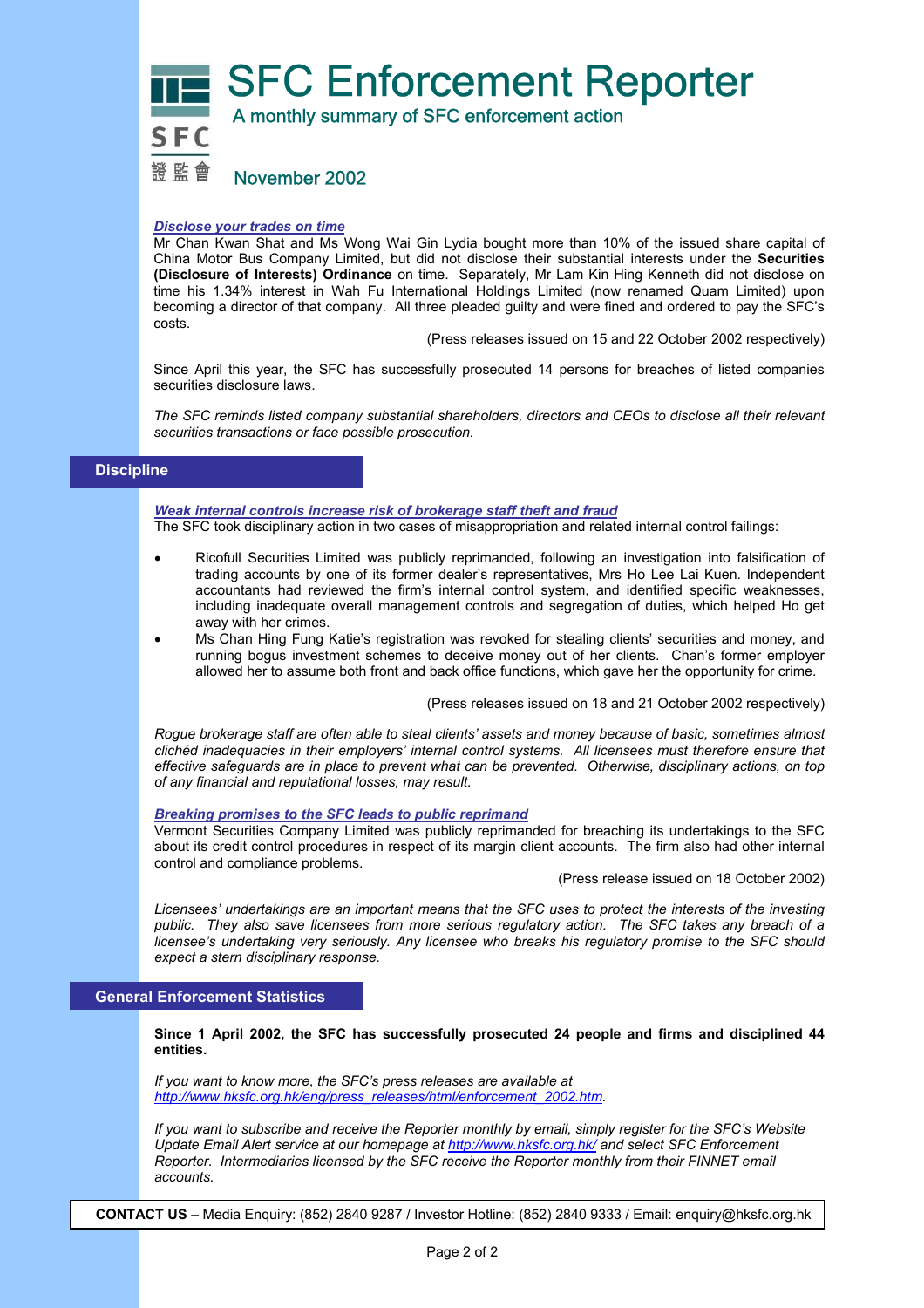# SFC Enforcement Reporter

A monthly summary of SFC enforcement action

SFC 證監會

November 2002

***[Disclose your trades on time](#)***

Mr Chan Kwan Shat and Ms Wong Wai Gin Lydia bought more than 10% of the issued share capital of China Motor Bus Company Limited, but did not disclose their substantial interests under the **Securities (Disclosure of Interests) Ordinance** on time. Separately, Mr Lam Kin Hing Kenneth did not disclose on time his 1.34% interest in Wah Fu International Holdings Limited (now renamed Quam Limited) upon becoming a director of that company. All three pleaded guilty and were fined and ordered to pay the SFC's costs.

(Press releases issued on 15 and 22 October 2002 respectively)

Since April this year, the SFC has successfully prosecuted 14 persons for breaches of listed companies securities disclosure laws.

*The SFC reminds listed company substantial shareholders, directors and CEOs to disclose all their relevant securities transactions or face possible prosecution.*

## Discipline

***[Weak internal controls increase risk of brokerage staff theft and fraud](#)***

The SFC took disciplinary action in two cases of misappropriation and related internal control failings:

- Ricofull Securities Limited was publicly reprimanded, following an investigation into falsification of trading accounts by one of its former dealer's representatives, Mrs Ho Lee Lai Kuen. Independent accountants had reviewed the firm's internal control system, and identified specific weaknesses, including inadequate overall management controls and segregation of duties, which helped Ho get away with her crimes.
- Ms Chan Hing Fung Katie's registration was revoked for stealing clients' securities and money, and running bogus investment schemes to deceive money out of her clients. Chan's former employer allowed her to assume both front and back office functions, which gave her the opportunity for crime.

(Press releases issued on 18 and 21 October 2002 respectively)

*Rogue brokerage staff are often able to steal clients' assets and money because of basic, sometimes almost clichéd inadequacies in their employers' internal control systems. All licensees must therefore ensure that effective safeguards are in place to prevent what can be prevented. Otherwise, disciplinary actions, on top of any financial and reputational losses, may result.*

***[Breaking promises to the SFC leads to public reprimand](#)***

Vermont Securities Company Limited was publicly reprimanded for breaching its undertakings to the SFC about its credit control procedures in respect of its margin client accounts. The firm also had other internal control and compliance problems.

(Press release issued on 18 October 2002)

*Licensees' undertakings are an important means that the SFC uses to protect the interests of the investing public. They also save licensees from more serious regulatory action. The SFC takes any breach of a licensee's undertaking very seriously. Any licensee who breaks his regulatory promise to the SFC should expect a stern disciplinary response.*

## General Enforcement Statistics

**Since 1 April 2002, the SFC has successfully prosecuted 24 people and firms and disciplined 44 entities.**

*If you want to know more, the SFC's press releases are available at [http://www.hksfc.org.hk/eng/press_releases/html/enforcement_2002.htm](http://www.hksfc.org.hk/eng/press_releases/html/enforcement_2002.htm).*

*If you want to subscribe and receive the Reporter monthly by email, simply register for the SFC's Website Update Email Alert service at our homepage at [http://www.hksfc.org.hk/](http://www.hksfc.org.hk/) and select SFC Enforcement Reporter. Intermediaries licensed by the SFC receive the Reporter monthly from their FINNET email accounts.*

**CONTACT US** – Media Enquiry: (852) 2840 9287 / Investor Hotline: (852) 2840 9333 / Email: enquiry@hksfc.org.hk